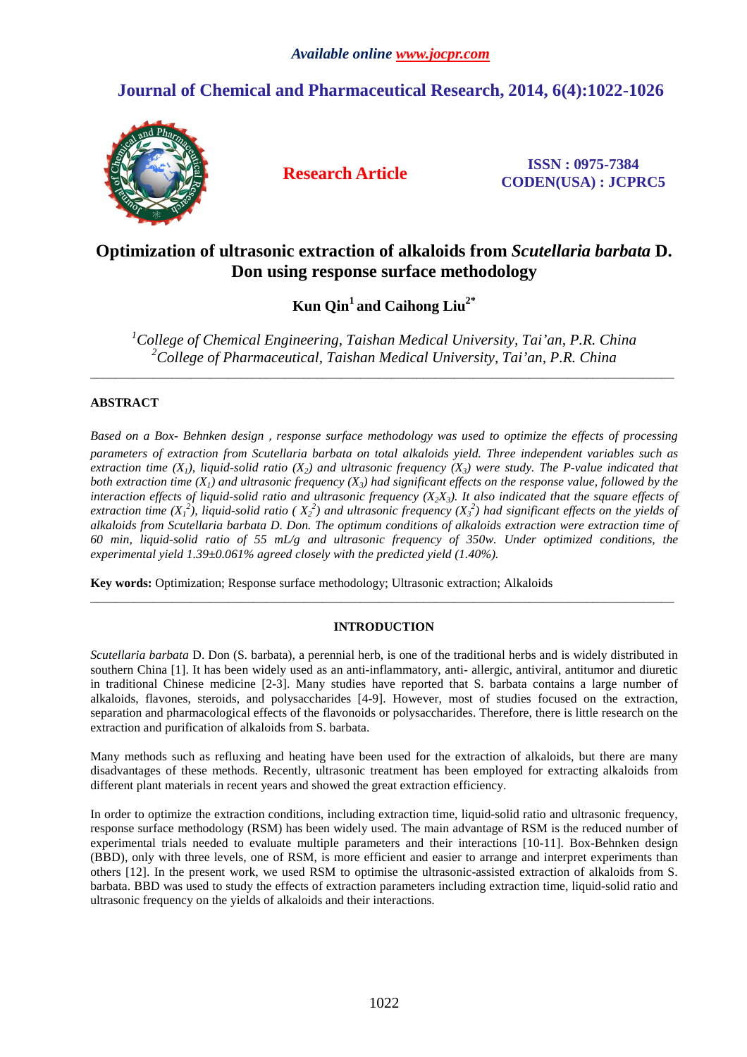*Available online www.jocpr.com*

## Journal of Chemical and Pharmaceutical Research, 2014, 6(4):1022-1026

**Research Article**

**ISSN : 0975-7384**
**CODEN(USA) : JCPRC5**

# Optimization of ultrasonic extraction of alkaloids from *Scutellaria barbata* D. Don using response surface methodology

**Kun Qin[1] and Caihong Liu[2*]**

*[1]College of Chemical Engineering, Taishan Medical University, Tai'an, P.R. China*
*[2]College of Pharmaceutical, Taishan Medical University, Tai'an, P.R. China*

---

## ABSTRACT

*Based on a Box- Behnken design , response surface methodology was used to optimize the effects of processing parameters of extraction from Scutellaria barbata on total alkaloids yield. Three independent variables such as extraction time ($X_1$), liquid-solid ratio ($X_2$) and ultrasonic frequency ($X_3$) were study. The P-value indicated that both extraction time ($X_1$) and ultrasonic frequency ($X_3$) had significant effects on the response value, followed by the interaction effects of liquid-solid ratio and ultrasonic frequency ($X_2X_3$). It also indicated that the square effects of extraction time ($X_1^2$), liquid-solid ratio ( $X_2^2$) and ultrasonic frequency ($X_3^2$) had significant effects on the yields of alkaloids from Scutellaria barbata D. Don. The optimum conditions of alkaloids extraction were extraction time of 60 min, liquid-solid ratio of 55 mL/g and ultrasonic frequency of 350w. Under optimized conditions, the experimental yield 1.39±0.061% agreed closely with the predicted yield (1.40%).*

**Key words:** Optimization; Response surface methodology; Ultrasonic extraction; Alkaloids

---

## INTRODUCTION

*Scutellaria barbata* D. Don (S. barbata), a perennial herb, is one of the traditional herbs and is widely distributed in southern China [1]. It has been widely used as an anti-inflammatory, anti- allergic, antiviral, antitumor and diuretic in traditional Chinese medicine [2-3]. Many studies have reported that S. barbata contains a large number of alkaloids, flavones, steroids, and polysaccharides [4-9]. However, most of studies focused on the extraction, separation and pharmacological effects of the flavonoids or polysaccharides. Therefore, there is little research on the extraction and purification of alkaloids from S. barbata.

Many methods such as refluxing and heating have been used for the extraction of alkaloids, but there are many disadvantages of these methods. Recently, ultrasonic treatment has been employed for extracting alkaloids from different plant materials in recent years and showed the great extraction efficiency.

In order to optimize the extraction conditions, including extraction time, liquid-solid ratio and ultrasonic frequency, response surface methodology (RSM) has been widely used. The main advantage of RSM is the reduced number of experimental trials needed to evaluate multiple parameters and their interactions [10-11]. Box-Behnken design (BBD), only with three levels, one of RSM, is more efficient and easier to arrange and interpret experiments than others [12]. In the present work, we used RSM to optimise the ultrasonic-assisted extraction of alkaloids from S. barbata. BBD was used to study the effects of extraction parameters including extraction time, liquid-solid ratio and ultrasonic frequency on the yields of alkaloids and their interactions.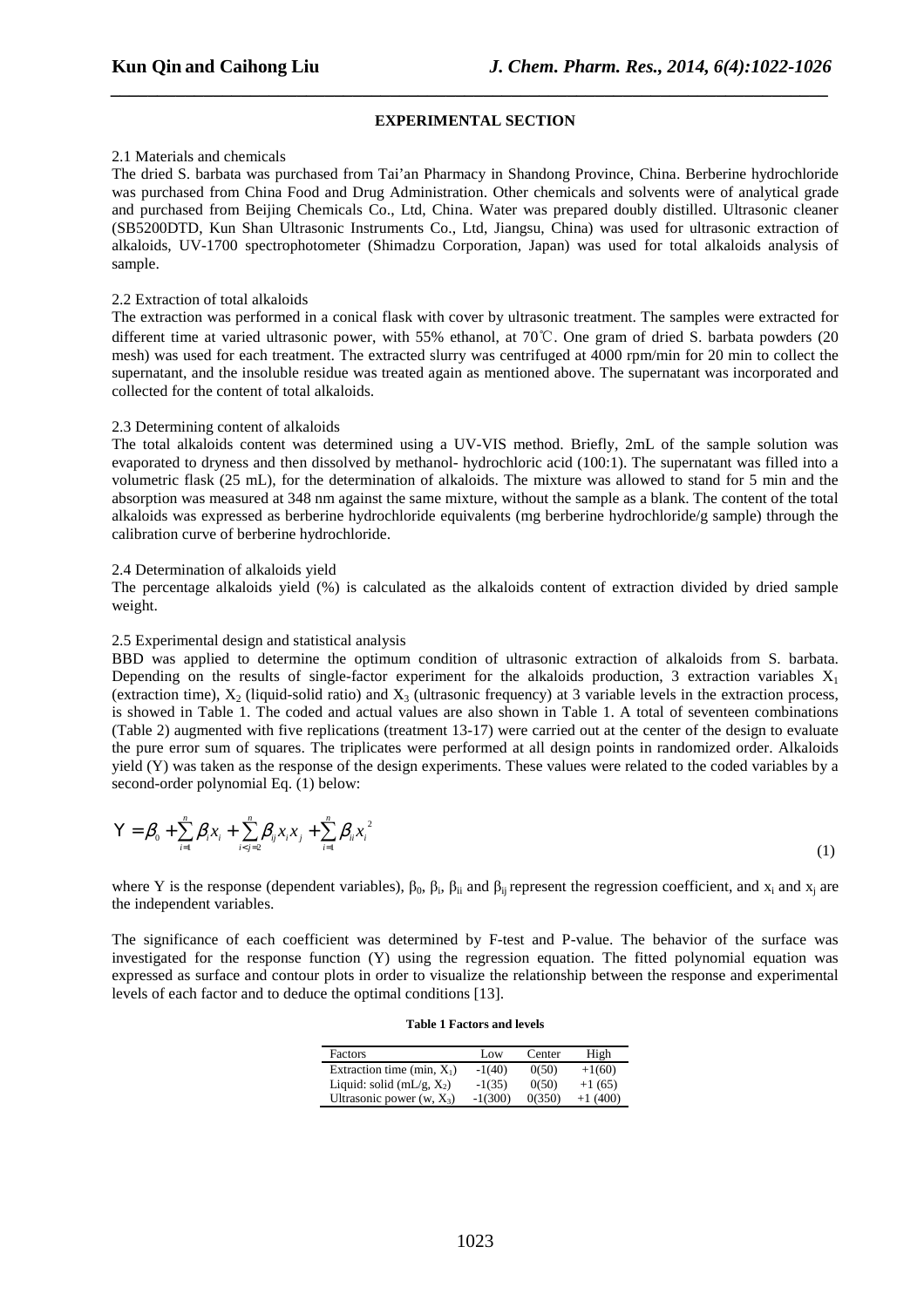## EXPERIMENTAL SECTION

### 2.1 Materials and chemicals

The dried S. barbata was purchased from Tai'an Pharmacy in Shandong Province, China. Berberine hydrochloride was purchased from China Food and Drug Administration. Other chemicals and solvents were of analytical grade and purchased from Beijing Chemicals Co., Ltd, China. Water was prepared doubly distilled. Ultrasonic cleaner (SB5200DTD, Kun Shan Ultrasonic Instruments Co., Ltd, Jiangsu, China) was used for ultrasonic extraction of alkaloids, UV-1700 spectrophotometer (Shimadzu Corporation, Japan) was used for total alkaloids analysis of sample.

### 2.2 Extraction of total alkaloids

The extraction was performed in a conical flask with cover by ultrasonic treatment. The samples were extracted for different time at varied ultrasonic power, with 55% ethanol, at 70℃. One gram of dried S. barbata powders (20 mesh) was used for each treatment. The extracted slurry was centrifuged at 4000 rpm/min for 20 min to collect the supernatant, and the insoluble residue was treated again as mentioned above. The supernatant was incorporated and collected for the content of total alkaloids.

### 2.3 Determining content of alkaloids

The total alkaloids content was determined using a UV-VIS method. Briefly, 2mL of the sample solution was evaporated to dryness and then dissolved by methanol- hydrochloric acid (100:1). The supernatant was filled into a volumetric flask (25 mL), for the determination of alkaloids. The mixture was allowed to stand for 5 min and the absorption was measured at 348 nm against the same mixture, without the sample as a blank. The content of the total alkaloids was expressed as berberine hydrochloride equivalents (mg berberine hydrochloride/g sample) through the calibration curve of berberine hydrochloride.

### 2.4 Determination of alkaloids yield

The percentage alkaloids yield (%) is calculated as the alkaloids content of extraction divided by dried sample weight.

### 2.5 Experimental design and statistical analysis

BBD was applied to determine the optimum condition of ultrasonic extraction of alkaloids from S. barbata. Depending on the results of single-factor experiment for the alkaloids production, 3 extraction variables $X_1$ (extraction time), $X_2$ (liquid-solid ratio) and $X_3$ (ultrasonic frequency) at 3 variable levels in the extraction process, is showed in Table 1. The coded and actual values are also shown in Table 1. A total of seventeen combinations (Table 2) augmented with five replications (treatment 13-17) were carried out at the center of the design to evaluate the pure error sum of squares. The triplicates were performed at all design points in randomized order. Alkaloids yield (Y) was taken as the response of the design experiments. These values were related to the coded variables by a second-order polynomial Eq. (1) below:

$$Y = \beta_0 + \sum_{i=1}^{n} \beta_i x_i + \sum_{i<j=2}^{n} \beta_{ij} x_i x_j + \sum_{i=1}^{n} \beta_{ii} x_i^2 \tag{1}$$

where Y is the response (dependent variables), $\beta_0$, $\beta_i$, $\beta_{ii}$ and $\beta_{ij}$ represent the regression coefficient, and $x_i$ and $x_j$ are the independent variables.

The significance of each coefficient was determined by F-test and P-value. The behavior of the surface was investigated for the response function (Y) using the regression equation. The fitted polynomial equation was expressed as surface and contour plots in order to visualize the relationship between the response and experimental levels of each factor and to deduce the optimal conditions [13].

**Table 1 Factors and levels**

| Factors | Low | Center | High |
|---|---|---|---|
| Extraction time (min, $X_1$) | -1(40) | 0(50) | +1(60) |
| Liquid: solid (mL/g, $X_2$) | -1(35) | 0(50) | +1 (65) |
| Ultrasonic power (w, $X_3$) | -1(300) | 0(350) | +1 (400) |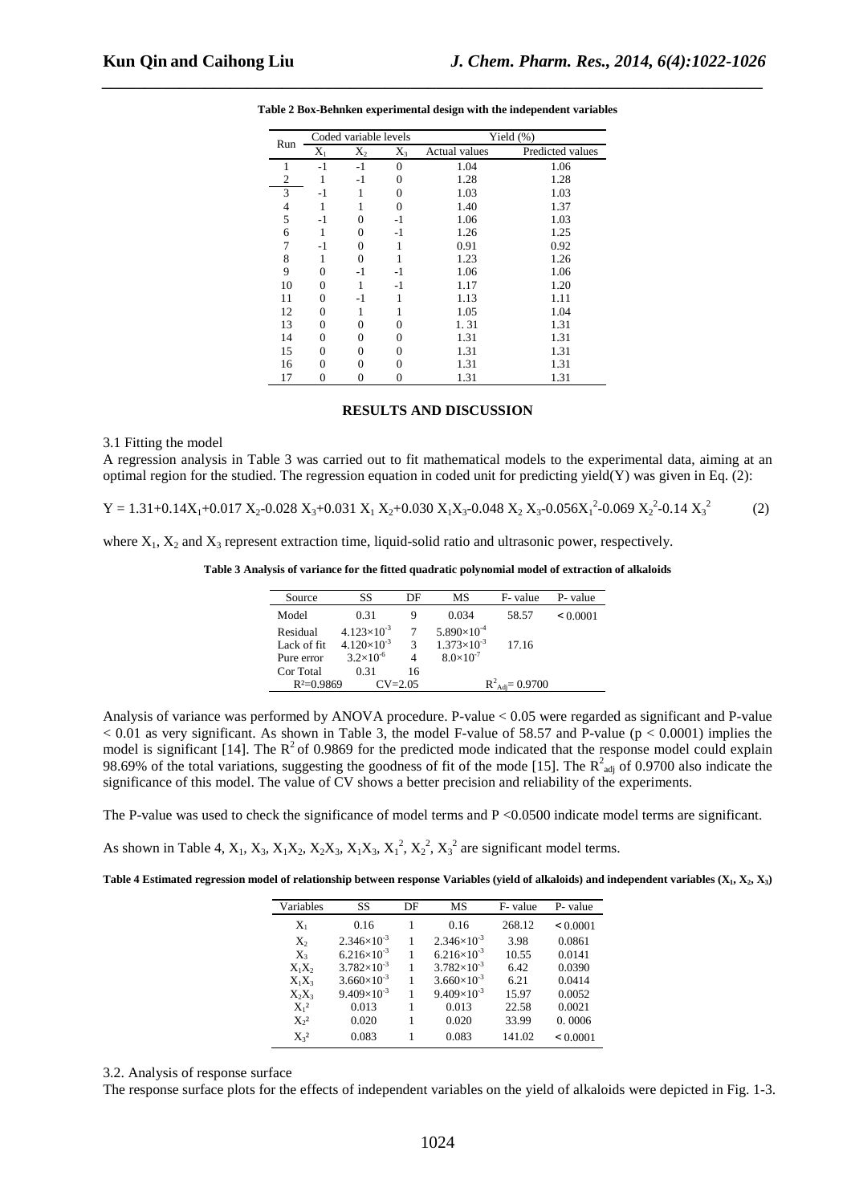**Table 2 Box-Behnken experimental design with the independent variables**

| Run | Coded variable levels | | | Yield (%) | |
|---|---|---|---|---|---|
| | $X_1$ | $X_2$ | $X_3$ | Actual values | Predicted values |
| 1 | -1 | -1 | 0 | 1.04 | 1.06 |
| 2 | 1 | -1 | 0 | 1.28 | 1.28 |
| 3 | -1 | 1 | 0 | 1.03 | 1.03 |
| 4 | 1 | 1 | 0 | 1.40 | 1.37 |
| 5 | -1 | 0 | -1 | 1.06 | 1.03 |
| 6 | 1 | 0 | -1 | 1.26 | 1.25 |
| 7 | -1 | 0 | 1 | 0.91 | 0.92 |
| 8 | 1 | 0 | 1 | 1.23 | 1.26 |
| 9 | 0 | -1 | -1 | 1.06 | 1.06 |
| 10 | 0 | 1 | -1 | 1.17 | 1.20 |
| 11 | 0 | -1 | 1 | 1.13 | 1.11 |
| 12 | 0 | 1 | 1 | 1.05 | 1.04 |
| 13 | 0 | 0 | 0 | 1. 31 | 1.31 |
| 14 | 0 | 0 | 0 | 1.31 | 1.31 |
| 15 | 0 | 0 | 0 | 1.31 | 1.31 |
| 16 | 0 | 0 | 0 | 1.31 | 1.31 |
| 17 | 0 | 0 | 0 | 1.31 | 1.31 |

## RESULTS AND DISCUSSION

### 3.1 Fitting the model

A regression analysis in Table 3 was carried out to fit mathematical models to the experimental data, aiming at an optimal region for the studied. The regression equation in coded unit for predicting yield(Y) was given in Eq. (2):

$$Y = 1.31+0.14X_1+0.017\ X_2-0.028\ X_3+0.031\ X_1\ X_2+0.030\ X_1X_3-0.048\ X_2\ X_3-0.056X_1^2-0.069\ X_2^2-0.14\ X_3^2 \qquad (2)$$

where $X_1$, $X_2$ and $X_3$ represent extraction time, liquid-solid ratio and ultrasonic power, respectively.

**Table 3 Analysis of variance for the fitted quadratic polynomial model of extraction of alkaloids**

| Source | SS | DF | MS | F- value | P- value |
|---|---|---|---|---|---|
| Model | 0.31 | 9 | 0.034 | 58.57 | < 0.0001 |
| Residual | $4.123\times10^{-3}$ | 7 | $5.890\times10^{-4}$ | | |
| Lack of fit | $4.120\times10^{-3}$ | 3 | $1.373\times10^{-3}$ | 17.16 | |
| Pure error | $3.2\times10^{-6}$ | 4 | $8.0\times10^{-7}$ | | |
| Cor Total | 0.31 | 16 | | | |
| $R^2$=0.9869 | CV=2.05 | | | $R^2_{Adj}$= 0.9700 | |

Analysis of variance was performed by ANOVA procedure. P-value < 0.05 were regarded as significant and P-value < 0.01 as very significant. As shown in Table 3, the model F-value of 58.57 and P-value ($p < 0.0001$) implies the model is significant [14]. The $R^2$ of 0.9869 for the predicted mode indicated that the response model could explain 98.69% of the total variations, suggesting the goodness of fit of the mode [15]. The $R^2_{adj}$ of 0.9700 also indicate the significance of this model. The value of CV shows a better precision and reliability of the experiments.

The P-value was used to check the significance of model terms and P <0.0500 indicate model terms are significant.

As shown in Table 4, $X_1$, $X_3$, $X_1X_2$, $X_2X_3$, $X_1X_3$, $X_1^2$, $X_2^2$, $X_3^2$ are significant model terms.

**Table 4 Estimated regression model of relationship between response Variables (yield of alkaloids) and independent variables ($X_1$, $X_2$, $X_3$)**

| Variables | SS | DF | MS | F- value | P- value |
|---|---|---|---|---|---|
| $X_1$ | 0.16 | 1 | 0.16 | 268.12 | < 0.0001 |
| $X_2$ | $2.346\times10^{-3}$ | 1 | $2.346\times10^{-3}$ | 3.98 | 0.0861 |
| $X_3$ | $6.216\times10^{-3}$ | 1 | $6.216\times10^{-3}$ | 10.55 | 0.0141 |
| $X_1X_2$ | $3.782\times10^{-3}$ | 1 | $3.782\times10^{-3}$ | 6.42 | 0.0390 |
| $X_1X_3$ | $3.660\times10^{-3}$ | 1 | $3.660\times10^{-3}$ | 6.21 | 0.0414 |
| $X_2X_3$ | $9.409\times10^{-3}$ | 1 | $9.409\times10^{-3}$ | 15.97 | 0.0052 |
| $X_1^2$ | 0.013 | 1 | 0.013 | 22.58 | 0.0021 |
| $X_2^2$ | 0.020 | 1 | 0.020 | 33.99 | 0. 0006 |
| $X_3^2$ | 0.083 | 1 | 0.083 | 141.02 | < 0.0001 |

### 3.2. Analysis of response surface

The response surface plots for the effects of independent variables on the yield of alkaloids were depicted in Fig. 1-3.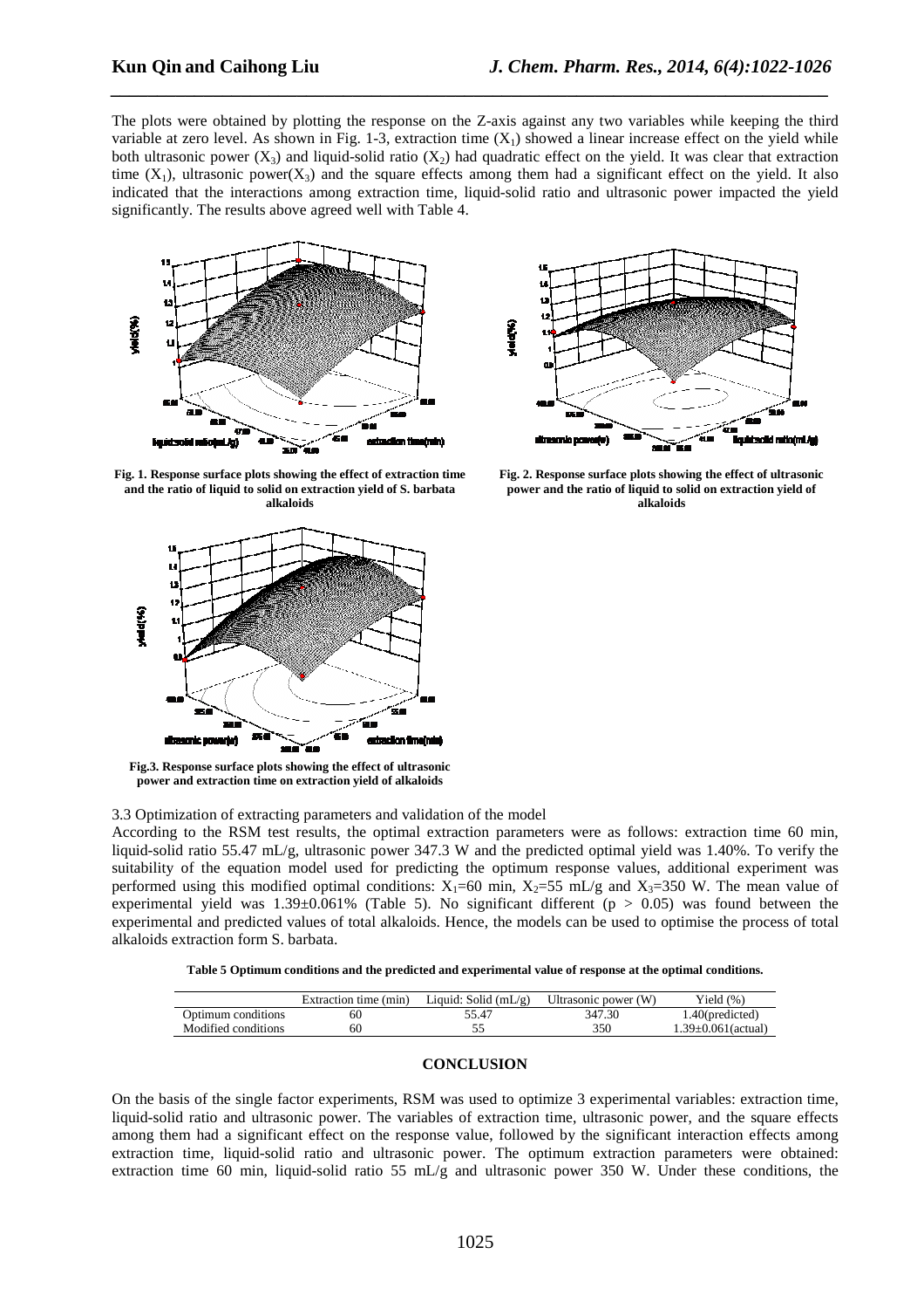The plots were obtained by plotting the response on the Z-axis against any two variables while keeping the third variable at zero level. As shown in Fig. 1-3, extraction time ($X_1$) showed a linear increase effect on the yield while both ultrasonic power ($X_3$) and liquid-solid ratio ($X_2$) had quadratic effect on the yield. It was clear that extraction time ($X_1$), ultrasonic power($X_3$) and the square effects among them had a significant effect on the yield. It also indicated that the interactions among extraction time, liquid-solid ratio and ultrasonic power impacted the yield significantly. The results above agreed well with Table 4.

**Fig. 1. Response surface plots showing the effect of extraction time and the ratio of liquid to solid on extraction yield of S. barbata alkaloids**

**Fig. 2. Response surface plots showing the effect of ultrasonic power and the ratio of liquid to solid on extraction yield of alkaloids**

**Fig.3. Response surface plots showing the effect of ultrasonic power and extraction time on extraction yield of alkaloids**

3.3 Optimization of extracting parameters and validation of the model

According to the RSM test results, the optimal extraction parameters were as follows: extraction time 60 min, liquid-solid ratio 55.47 mL/g, ultrasonic power 347.3 W and the predicted optimal yield was 1.40%. To verify the suitability of the equation model used for predicting the optimum response values, additional experiment was performed using this modified optimal conditions: $X_1$=60 min, $X_2$=55 mL/g and $X_3$=350 W. The mean value of experimental yield was 1.39±0.061% (Table 5). No significant different ($p > 0.05$) was found between the experimental and predicted values of total alkaloids. Hence, the models can be used to optimise the process of total alkaloids extraction form S. barbata.

**Table 5 Optimum conditions and the predicted and experimental value of response at the optimal conditions.**

| | Extraction time (min) | Liquid: Solid (mL/g) | Ultrasonic power (W) | Yield (%) |
|---|---|---|---|---|
| Optimum conditions | 60 | 55.47 | 347.30 | 1.40(predicted) |
| Modified conditions | 60 | 55 | 350 | 1.39±0.061(actual) |

## CONCLUSION

On the basis of the single factor experiments, RSM was used to optimize 3 experimental variables: extraction time, liquid-solid ratio and ultrasonic power. The variables of extraction time, ultrasonic power, and the square effects among them had a significant effect on the response value, followed by the significant interaction effects among extraction time, liquid-solid ratio and ultrasonic power. The optimum extraction parameters were obtained: extraction time 60 min, liquid-solid ratio 55 mL/g and ultrasonic power 350 W. Under these conditions, the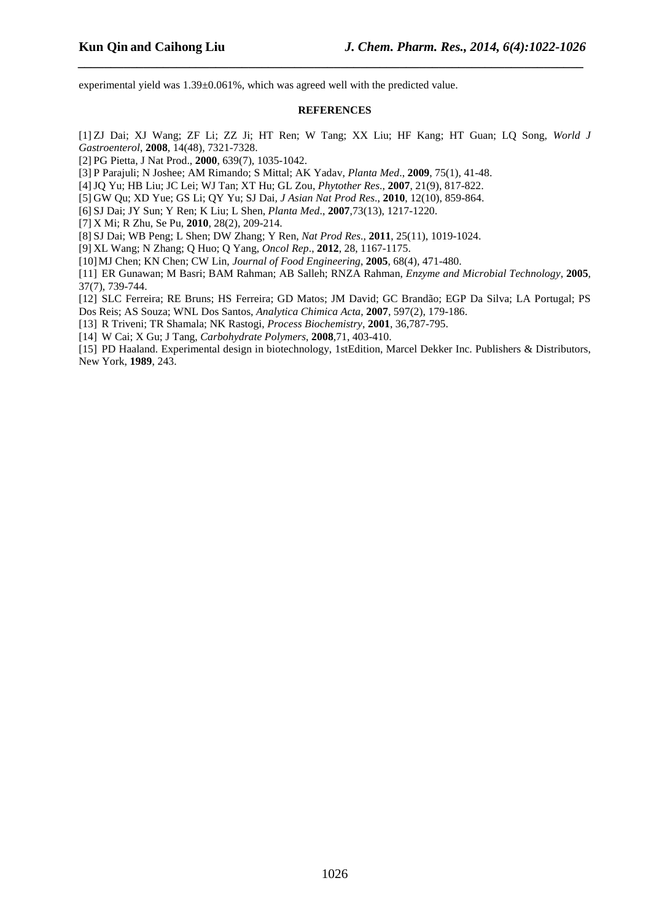experimental yield was 1.39±0.061%, which was agreed well with the predicted value.

## REFERENCES

[1] ZJ Dai; XJ Wang; ZF Li; ZZ Ji; HT Ren; W Tang; XX Liu; HF Kang; HT Guan; LQ Song, *World J Gastroenterol*, **2008**, 14(48), 7321-7328.

[2] PG Pietta, J Nat Prod., **2000**, 639(7), 1035-1042.

[3] P Parajuli; N Joshee; AM Rimando; S Mittal; AK Yadav, *Planta Med*., **2009**, 75(1), 41-48.

[4] JQ Yu; HB Liu; JC Lei; WJ Tan; XT Hu; GL Zou, *Phytother Res*., **2007**, 21(9), 817-822.

[5] GW Qu; XD Yue; GS Li; QY Yu; SJ Dai, *J Asian Nat Prod Res*., **2010**, 12(10), 859-864.

[6] SJ Dai; JY Sun; Y Ren; K Liu; L Shen, *Planta Med*., **2007**,73(13), 1217-1220.

[7] X Mi; R Zhu, Se Pu, **2010**, 28(2), 209-214.

[8] SJ Dai; WB Peng; L Shen; DW Zhang; Y Ren, *Nat Prod Res*., **2011**, 25(11), 1019-1024.

[9] XL Wang; N Zhang; Q Huo; Q Yang, *Oncol Rep*., **2012**, 28, 1167-1175.

[10] MJ Chen; KN Chen; CW Lin, *Journal of Food Engineering*, **2005**, 68(4), 471-480.

[11] ER Gunawan; M Basri; BAM Rahman; AB Salleh; RNZA Rahman, *Enzyme and Microbial Technology*, **2005**, 37(7), 739-744.

[12] SLC Ferreira; RE Bruns; HS Ferreira; GD Matos; JM David; GC Brandão; EGP Da Silva; LA Portugal; PS Dos Reis; AS Souza; WNL Dos Santos, *Analytica Chimica Acta,* **2007**, 597(2), 179-186.

[13] R Triveni; TR Shamala; NK Rastogi, *Process Biochemistry*, **2001**, 36,787-795.

[14] W Cai; X Gu; J Tang, *Carbohydrate Polymers*, **2008**,71, 403-410.

[15] PD Haaland. Experimental design in biotechnology, 1stEdition, Marcel Dekker Inc. Publishers & Distributors, New York, **1989**, 243.